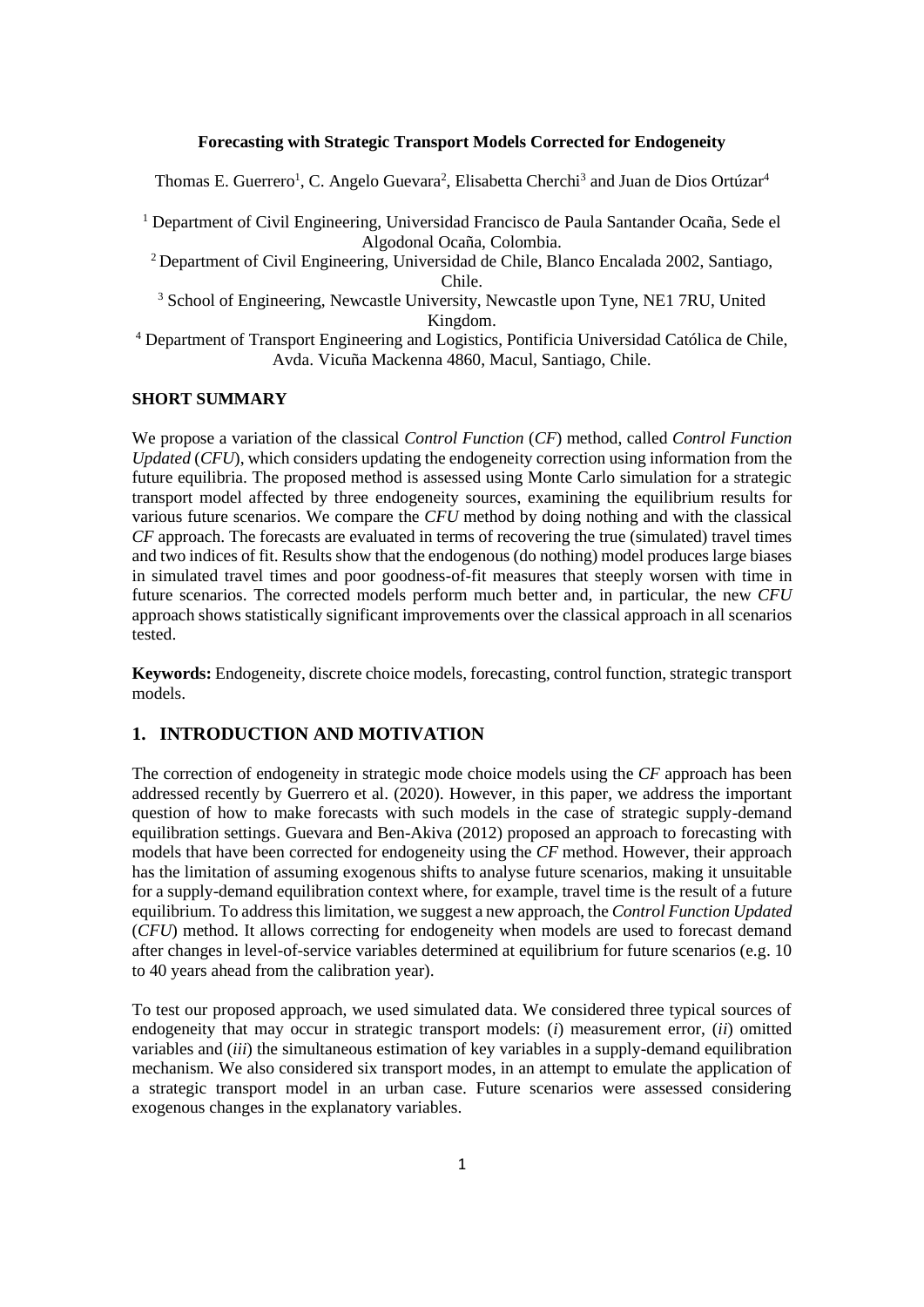**Forecasting with Strategic Transport Models Corrected for Endogeneity**

Thomas E. Guerrero[1], C. Angelo Guevara[2], Elisabetta Cherchi[3] and Juan de Dios Ortúzar[4]

[1] Department of Civil Engineering, Universidad Francisco de Paula Santander Ocaña, Sede el Algodonal Ocaña, Colombia.
[2] Department of Civil Engineering, Universidad de Chile, Blanco Encalada 2002, Santiago, Chile.
[3] School of Engineering, Newcastle University, Newcastle upon Tyne, NE1 7RU, United Kingdom.
[4] Department of Transport Engineering and Logistics, Pontificia Universidad Católica de Chile, Avda. Vicuña Mackenna 4860, Macul, Santiago, Chile.

## SHORT SUMMARY

We propose a variation of the classical *Control Function* (*CF*) method, called *Control Function Updated* (*CFU*), which considers updating the endogeneity correction using information from the future equilibria. The proposed method is assessed using Monte Carlo simulation for a strategic transport model affected by three endogeneity sources, examining the equilibrium results for various future scenarios. We compare the *CFU* method by doing nothing and with the classical *CF* approach. The forecasts are evaluated in terms of recovering the true (simulated) travel times and two indices of fit. Results show that the endogenous (do nothing) model produces large biases in simulated travel times and poor goodness-of-fit measures that steeply worsen with time in future scenarios. The corrected models perform much better and, in particular, the new *CFU* approach shows statistically significant improvements over the classical approach in all scenarios tested.

**Keywords:** Endogeneity, discrete choice models, forecasting, control function, strategic transport models.

## 1. INTRODUCTION AND MOTIVATION

The correction of endogeneity in strategic mode choice models using the *CF* approach has been addressed recently by Guerrero et al. (2020). However, in this paper, we address the important question of how to make forecasts with such models in the case of strategic supply-demand equilibration settings. Guevara and Ben-Akiva (2012) proposed an approach to forecasting with models that have been corrected for endogeneity using the *CF* method. However, their approach has the limitation of assuming exogenous shifts to analyse future scenarios, making it unsuitable for a supply-demand equilibration context where, for example, travel time is the result of a future equilibrium. To address this limitation, we suggest a new approach, the *Control Function Updated* (*CFU*) method. It allows correcting for endogeneity when models are used to forecast demand after changes in level-of-service variables determined at equilibrium for future scenarios (e.g. 10 to 40 years ahead from the calibration year).

To test our proposed approach, we used simulated data. We considered three typical sources of endogeneity that may occur in strategic transport models: (*i*) measurement error, (*ii*) omitted variables and (*iii*) the simultaneous estimation of key variables in a supply-demand equilibration mechanism. We also considered six transport modes, in an attempt to emulate the application of a strategic transport model in an urban case. Future scenarios were assessed considering exogenous changes in the explanatory variables.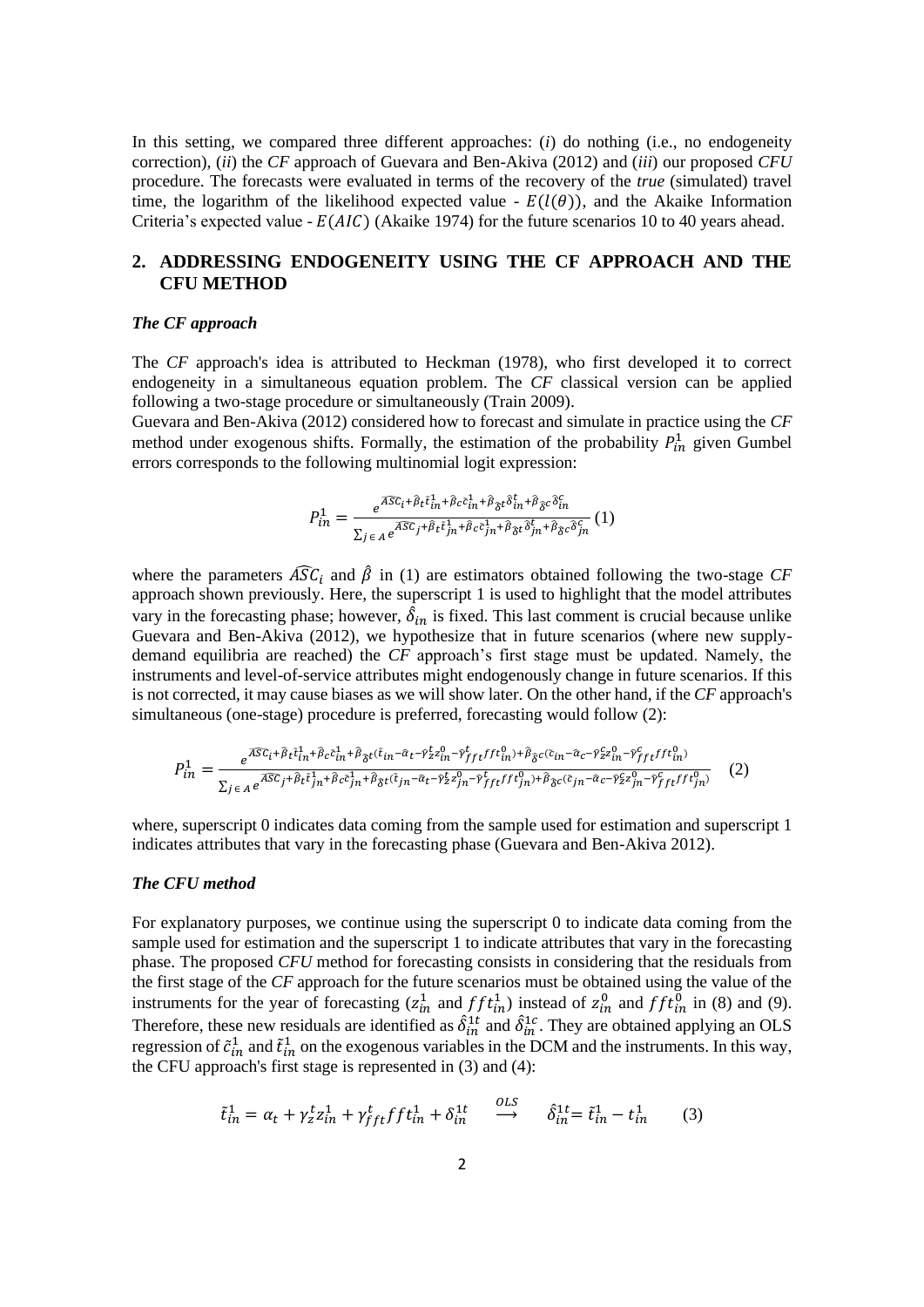In this setting, we compared three different approaches: (*i*) do nothing (i.e., no endogeneity correction), (*ii*) the *CF* approach of Guevara and Ben-Akiva (2012) and (*iii*) our proposed *CFU* procedure. The forecasts were evaluated in terms of the recovery of the *true* (simulated) travel time, the logarithm of the likelihood expected value - $E(l(\theta))$, and the Akaike Information Criteria's expected value - $E(AIC)$ (Akaike 1974) for the future scenarios 10 to 40 years ahead.

## 2. ADDRESSING ENDOGENEITY USING THE CF APPROACH AND THE CFU METHOD

### *The CF approach*

The *CF* approach's idea is attributed to Heckman (1978), who first developed it to correct endogeneity in a simultaneous equation problem. The *CF* classical version can be applied following a two-stage procedure or simultaneously (Train 2009).

Guevara and Ben-Akiva (2012) considered how to forecast and simulate in practice using the *CF* method under exogenous shifts. Formally, the estimation of the probability $P_{in}^1$ given Gumbel errors corresponds to the following multinomial logit expression:

$$P_{in}^1 = \frac{e^{\widehat{ASC}_i + \hat{\beta}_t \tilde{t}_{in}^1 + \hat{\beta}_c \tilde{c}_{in}^1 + \hat{\beta}_{\delta^t} \hat{\delta}_{in}^t + \hat{\beta}_{\delta^c} \hat{\delta}_{in}^c}}{\sum_{j \in A} e^{\widehat{ASC}_j + \hat{\beta}_t \tilde{t}_{jn}^1 + \hat{\beta}_c \tilde{c}_{jn}^1 + \hat{\beta}_{\delta^t} \hat{\delta}_{jn}^t + \hat{\beta}_{\delta^c} \hat{\delta}_{jn}^c}} \quad (1)$$

where the parameters $\widehat{ASC}_i$ and $\hat{\beta}$ in (1) are estimators obtained following the two-stage *CF* approach shown previously. Here, the superscript 1 is used to highlight that the model attributes vary in the forecasting phase; however, $\hat{\delta}_{in}$ is fixed. This last comment is crucial because unlike Guevara and Ben-Akiva (2012), we hypothesize that in future scenarios (where new supply-demand equilibria are reached) the *CF* approach's first stage must be updated. Namely, the instruments and level-of-service attributes might endogenously change in future scenarios. If this is not corrected, it may cause biases as we will show later. On the other hand, if the *CF* approach's simultaneous (one-stage) procedure is preferred, forecasting would follow (2):

$$P_{in}^1 = \frac{e^{\widehat{ASC}_i + \hat{\beta}_t \tilde{t}_{in}^1 + \hat{\beta}_c \tilde{c}_{in}^1 + \hat{\beta}_{\delta^t}(\tilde{t}_{in} - \hat{\alpha}_t - \hat{\gamma}_z^t z_{in}^0 - \hat{\gamma}_{fft}^t fft_{in}^0) + \hat{\beta}_{\delta^c}(\tilde{c}_{in} - \hat{\alpha}_c - \hat{\gamma}_z^c z_{in}^0 - \hat{\gamma}_{fft}^c fft_{in}^0)}}{\sum_{j \in A} e^{\widehat{ASC}_j + \hat{\beta}_t \tilde{t}_{jn}^1 + \hat{\beta}_c \tilde{c}_{jn}^1 + \hat{\beta}_{\delta^t}(\tilde{t}_{jn} - \hat{\alpha}_t - \hat{\gamma}_z^t z_{jn}^0 - \hat{\gamma}_{fft}^t fft_{jn}^0) + \hat{\beta}_{\delta^c}(\tilde{c}_{jn} - \hat{\alpha}_c - \hat{\gamma}_z^c z_{jn}^0 - \hat{\gamma}_{fft}^c fft_{jn}^0)}} \quad (2)$$

where, superscript 0 indicates data coming from the sample used for estimation and superscript 1 indicates attributes that vary in the forecasting phase (Guevara and Ben-Akiva 2012).

### *The CFU method*

For explanatory purposes, we continue using the superscript 0 to indicate data coming from the sample used for estimation and the superscript 1 to indicate attributes that vary in the forecasting phase. The proposed *CFU* method for forecasting consists in considering that the residuals from the first stage of the *CF* approach for the future scenarios must be obtained using the value of the instruments for the year of forecasting ($z_{in}^1$ and $fft_{in}^1$) instead of $z_{in}^0$ and $fft_{in}^0$ in (8) and (9). Therefore, these new residuals are identified as $\hat{\delta}_{in}^{1t}$ and $\hat{\delta}_{in}^{1c}$. They are obtained applying an OLS regression of $\tilde{c}_{in}^1$ and $\tilde{t}_{in}^1$ on the exogenous variables in the DCM and the instruments. In this way, the CFU approach's first stage is represented in (3) and (4):

$$\tilde{t}_{in}^1 = \alpha_t + \gamma_z^t z_{in}^1 + \gamma_{fft}^t fft_{in}^1 + \delta_{in}^{1t} \quad \overset{OLS}{\longrightarrow} \quad \hat{\delta}_{in}^{1t} = \tilde{t}_{in}^1 - t_{in}^1 \qquad (3)$$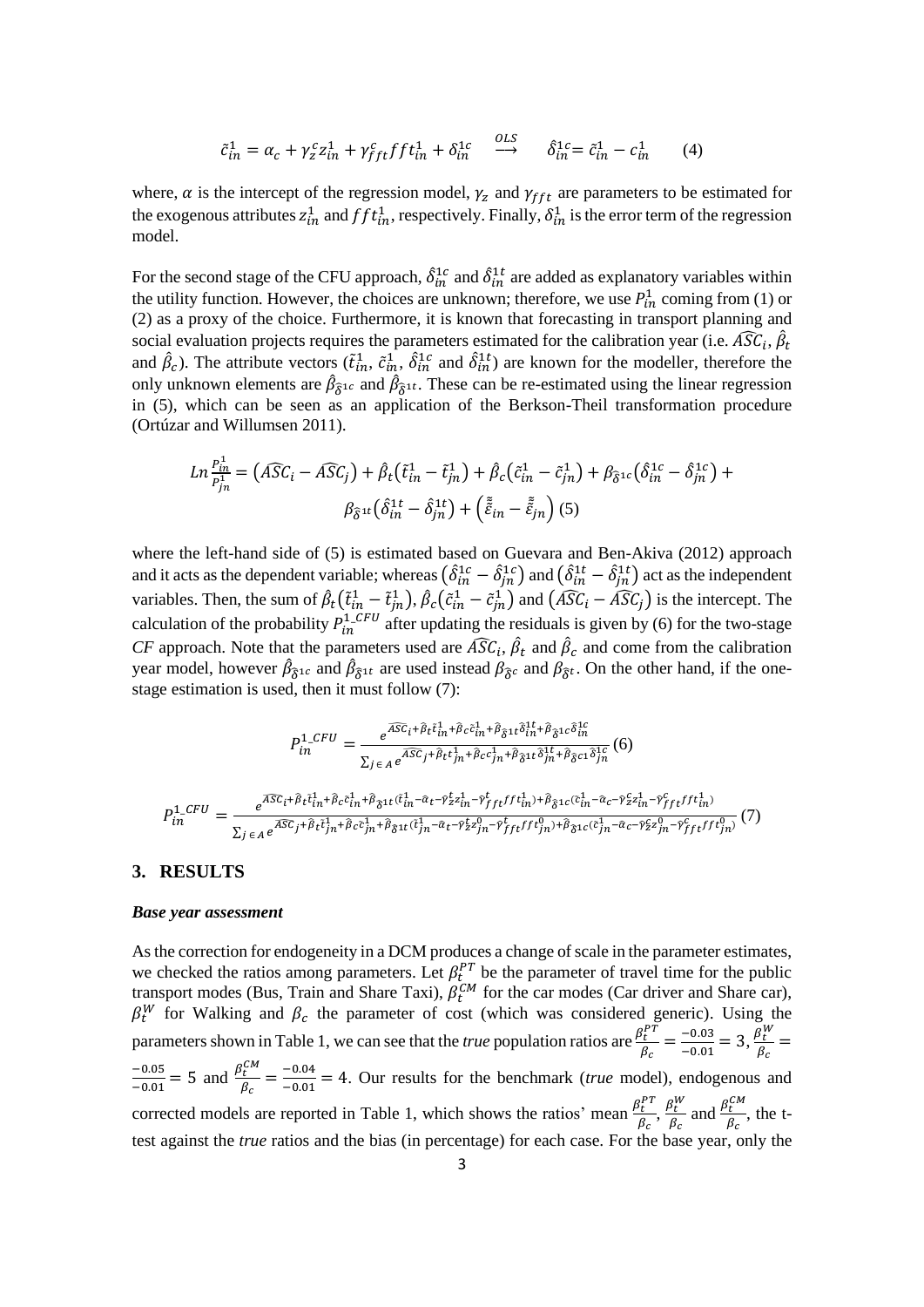$$\tilde{c}_{in}^{1} = \alpha_c + \gamma_z^c z_{in}^1 + \gamma_{fft}^c fft_{in}^1 + \delta_{in}^{1c} \quad \overset{OLS}{\longrightarrow} \quad \hat{\delta}_{in}^{1c} = \tilde{c}_{in}^1 - c_{in}^1 \qquad (4)$$

where, $\alpha$ is the intercept of the regression model, $\gamma_z$ and $\gamma_{fft}$ are parameters to be estimated for the exogenous attributes $z_{in}^1$ and $fft_{in}^1$, respectively. Finally, $\delta_{in}^1$ is the error term of the regression model.

For the second stage of the CFU approach, $\hat{\delta}_{in}^{1c}$ and $\hat{\delta}_{in}^{1t}$ are added as explanatory variables within the utility function. However, the choices are unknown; therefore, we use $P_{in}^1$ coming from (1) or (2) as a proxy of the choice. Furthermore, it is known that forecasting in transport planning and social evaluation projects requires the parameters estimated for the calibration year (i.e. $\widehat{ASC}_i$, $\hat{\beta}_t$ and $\hat{\beta}_c$). The attribute vectors ($\tilde{t}_{in}^1$, $\tilde{c}_{in}^1$, $\hat{\delta}_{in}^{1c}$ and $\hat{\delta}_{in}^{1t}$) are known for the modeller, therefore the only unknown elements are $\hat{\beta}_{\hat{\delta}^{1c}}$ and $\hat{\beta}_{\hat{\delta}^{1t}}$. These can be re-estimated using the linear regression in (5), which can be seen as an application of the Berkson-Theil transformation procedure (Ortúzar and Willumsen 2011).

$$Ln\frac{P_{in}^1}{P_{jn}^1} = \left(\widehat{ASC}_i - \widehat{ASC}_j\right) + \hat{\beta}_t\left(\tilde{t}_{in}^1 - \tilde{t}_{jn}^1\right) + \hat{\beta}_c\left(\tilde{c}_{in}^1 - \tilde{c}_{jn}^1\right) + \beta_{\hat{\delta}^{1c}}\left(\hat{\delta}_{in}^{1c} - \hat{\delta}_{jn}^{1c}\right) + \beta_{\hat{\delta}^{1t}}\left(\hat{\delta}_{in}^{1t} - \hat{\delta}_{jn}^{1t}\right) + \left(\tilde{\tilde{\varepsilon}}_{in} - \tilde{\tilde{\varepsilon}}_{jn}\right) \; (5)$$

where the left-hand side of (5) is estimated based on Guevara and Ben-Akiva (2012) approach and it acts as the dependent variable; whereas $\left(\hat{\delta}_{in}^{1c} - \hat{\delta}_{jn}^{1c}\right)$ and $\left(\hat{\delta}_{in}^{1t} - \hat{\delta}_{jn}^{1t}\right)$ act as the independent variables. Then, the sum of $\hat{\beta}_t\left(\tilde{t}_{in}^1 - \tilde{t}_{jn}^1\right)$, $\hat{\beta}_c\left(\tilde{c}_{in}^1 - \tilde{c}_{jn}^1\right)$ and $\left(\widehat{ASC}_i - \widehat{ASC}_j\right)$ is the intercept. The calculation of the probability $P_{in}^{1\_CFU}$ after updating the residuals is given by (6) for the two-stage *CF* approach. Note that the parameters used are $\widehat{ASC}_i$, $\hat{\beta}_t$ and $\hat{\beta}_c$ and come from the calibration year model, however $\hat{\beta}_{\hat{\delta}^{1c}}$ and $\hat{\beta}_{\hat{\delta}^{1t}}$ are used instead $\beta_{\hat{\delta}^c}$ and $\beta_{\hat{\delta}^t}$. On the other hand, if the one-stage estimation is used, then it must follow (7):

$$P_{in}^{1\_CFU} = \frac{e^{\widehat{ASC}_i + \hat{\beta}_t\tilde{t}_{in}^1 + \hat{\beta}_c\tilde{c}_{in}^1 + \hat{\beta}_{\hat{\delta}^{1t}}\hat{\delta}_{in}^{1t} + \hat{\beta}_{\hat{\delta}^{1c}}\hat{\delta}_{in}^{1c}}}{\sum_{j\in A} e^{\widehat{ASC}_j + \hat{\beta}_t t_{jn}^1 + \hat{\beta}_c c_{jn}^1 + \hat{\beta}_{\hat{\delta}^{1t}}\hat{\delta}_{jn}^{1t} + \hat{\beta}_{\hat{\delta}^{c1}}\hat{\delta}_{jn}^{1c}}} \; (6)$$

$$P_{in}^{1\_CFU} = \frac{e^{\widehat{ASC}_i + \hat{\beta}_t\tilde{t}_{in}^1 + \hat{\beta}_c\tilde{c}_{in}^1 + \hat{\beta}_{\hat{\delta}^{1t}}(\tilde{t}_{in}^1 - \hat{\alpha}_t - \hat{\gamma}_z^t z_{in}^1 - \hat{\gamma}_{fft}^t fft_{in}^1) + \hat{\beta}_{\hat{\delta}^{1c}}(\tilde{c}_{in}^1 - \hat{\alpha}_c - \hat{\gamma}_z^c z_{in}^1 - \hat{\gamma}_{fft}^c fft_{in}^1)}}{\sum_{j\in A} e^{\widehat{ASC}_j + \hat{\beta}_t\tilde{t}_{jn}^1 + \hat{\beta}_c\tilde{c}_{jn}^1 + \hat{\beta}_{\hat{\delta}^{1t}}(\tilde{t}_{jn}^1 - \hat{\alpha}_t - \hat{\gamma}_z^t z_{jn}^0 - \hat{\gamma}_{fft}^t fft_{jn}^0) + \hat{\beta}_{\hat{\delta}^{1c}}(\tilde{c}_{jn}^1 - \hat{\alpha}_c - \hat{\gamma}_z^c z_{jn}^0 - \hat{\gamma}_{fft}^c fft_{jn}^0)}} \; (7)$$

## 3. RESULTS

### *Base year assessment*

As the correction for endogeneity in a DCM produces a change of scale in the parameter estimates, we checked the ratios among parameters. Let $\beta_t^{PT}$ be the parameter of travel time for the public transport modes (Bus, Train and Share Taxi), $\beta_t^{CM}$ for the car modes (Car driver and Share car), $\beta_t^W$ for Walking and $\beta_c$ the parameter of cost (which was considered generic). Using the parameters shown in Table 1, we can see that the *true* population ratios are $\frac{\beta_t^{PT}}{\beta_c} = \frac{-0.03}{-0.01} = 3$, $\frac{\beta_t^W}{\beta_c} = \frac{-0.05}{-0.01} = 5$ and $\frac{\beta_t^{CM}}{\beta_c} = \frac{-0.04}{-0.01} = 4$. Our results for the benchmark (*true* model), endogenous and corrected models are reported in Table 1, which shows the ratios' mean $\frac{\beta_t^{PT}}{\beta_c}$, $\frac{\beta_t^W}{\beta_c}$ and $\frac{\beta_t^{CM}}{\beta_c}$, the t-test against the *true* ratios and the bias (in percentage) for each case. For the base year, only the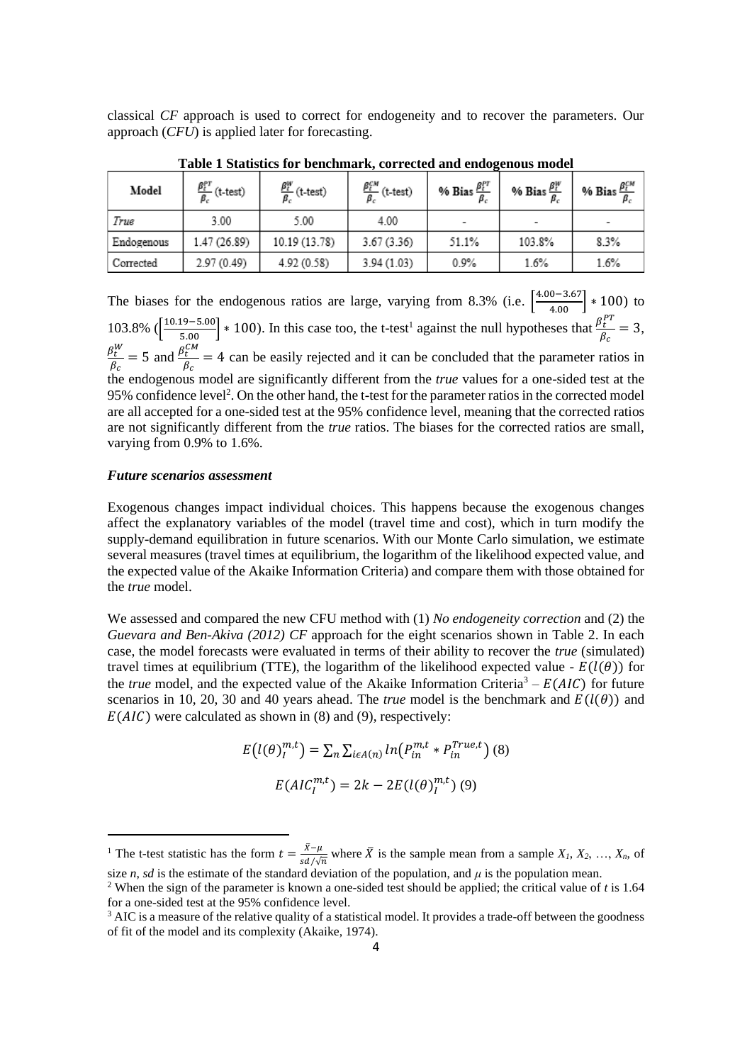classical *CF* approach is used to correct for endogeneity and to recover the parameters. Our approach (*CFU*) is applied later for forecasting.

**Table 1 Statistics for benchmark, corrected and endogenous model**

| Model | $\frac{\beta_t^{PT}}{\beta_c}$ (t-test) | $\frac{\beta_t^{W}}{\beta_c}$ (t-test) | $\frac{\beta_t^{CM}}{\beta_c}$ (t-test) | % Bias $\frac{\beta_t^{PT}}{\beta_c}$ | % Bias $\frac{\beta_t^{W}}{\beta_c}$ | % Bias $\frac{\beta_t^{CM}}{\beta_c}$ |
|---|---|---|---|---|---|---|
| *True* | 3.00 | 5.00 | 4.00 | - | - | - |
| Endogenous | 1.47 (26.89) | 10.19 (13.78) | 3.67 (3.36) | 51.1% | 103.8% | 8.3% |
| Corrected | 2.97 (0.49) | 4.92 (0.58) | 3.94 (1.03) | 0.9% | 1.6% | 1.6% |

The biases for the endogenous ratios are large, varying from 8.3% (i.e. $\left[\frac{4.00-3.67}{4.00}\right]*100$) to 103.8% ($\left[\frac{10.19-5.00}{5.00}\right]*100$). In this case too, the t-test[1] against the null hypotheses that $\frac{\beta_t^{PT}}{\beta_c}=3$, $\frac{\beta_t^{W}}{\beta_c}=5$ and $\frac{\beta_t^{CM}}{\beta_c}=4$ can be easily rejected and it can be concluded that the parameter ratios in the endogenous model are significantly different from the *true* values for a one-sided test at the 95% confidence level[2]. On the other hand, the t-test for the parameter ratios in the corrected model are all accepted for a one-sided test at the 95% confidence level, meaning that the corrected ratios are not significantly different from the *true* ratios. The biases for the corrected ratios are small, varying from 0.9% to 1.6%.

***Future scenarios assessment***

Exogenous changes impact individual choices. This happens because the exogenous changes affect the explanatory variables of the model (travel time and cost), which in turn modify the supply-demand equilibration in future scenarios. With our Monte Carlo simulation, we estimate several measures (travel times at equilibrium, the logarithm of the likelihood expected value, and the expected value of the Akaike Information Criteria) and compare them with those obtained for the *true* model.

We assessed and compared the new CFU method with (1) *No endogeneity correction* and (2) the *Guevara and Ben-Akiva (2012) CF* approach for the eight scenarios shown in Table 2. In each case, the model forecasts were evaluated in terms of their ability to recover the *true* (simulated) travel times at equilibrium (TTE), the logarithm of the likelihood expected value - $E(l(\theta))$ for the *true* model, and the expected value of the Akaike Information Criteria[3] – $E(AIC)$ for future scenarios in 10, 20, 30 and 40 years ahead. The *true* model is the benchmark and $E(l(\theta))$ and $E(AIC)$ were calculated as shown in (8) and (9), respectively:

$$E\left(l(\theta)_I^{m,t}\right)=\sum_n\sum_{i\epsilon A(n)}ln\left(P_{in}^{m,t}*P_{in}^{True,t}\right) \quad (8)$$

$$E\left(AIC_I^{m,t}\right)=2k-2E\left(l(\theta)_I^{m,t}\right) \quad (9)$$

[1] The t-test statistic has the form $t=\frac{\bar{X}-\mu}{sd/\sqrt{n}}$ where $\bar{X}$ is the sample mean from a sample $X_1, X_2, \ldots, X_n$, of size $n$, $sd$ is the estimate of the standard deviation of the population, and $\mu$ is the population mean.

[2] When the sign of the parameter is known a one-sided test should be applied; the critical value of $t$ is 1.64 for a one-sided test at the 95% confidence level.

[3] AIC is a measure of the relative quality of a statistical model. It provides a trade-off between the goodness of fit of the model and its complexity (Akaike, 1974).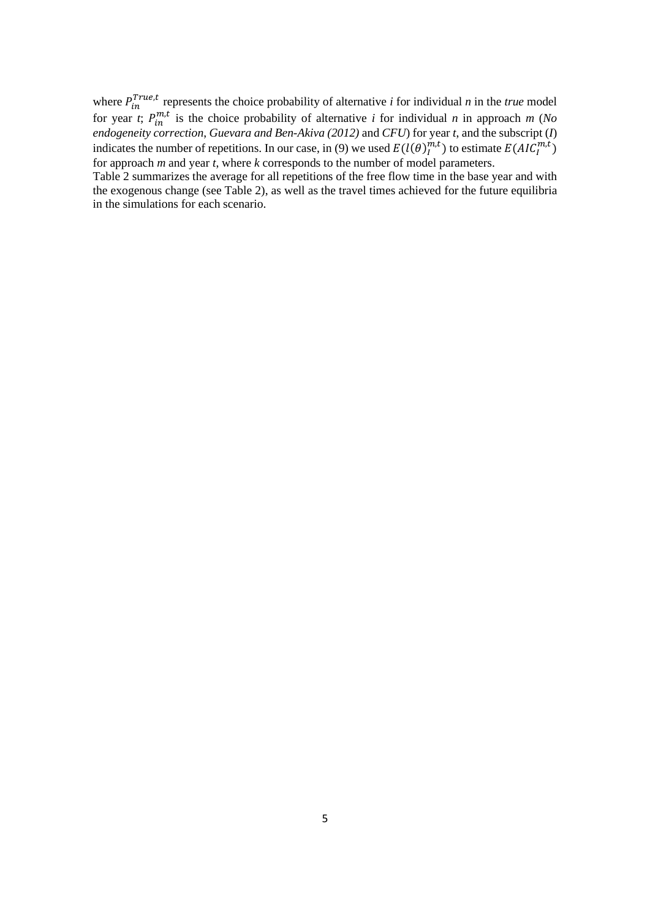where $P_{in}^{True,t}$ represents the choice probability of alternative *i* for individual *n* in the *true* model for year *t*; $P_{in}^{m,t}$ is the choice probability of alternative *i* for individual *n* in approach *m* (*No endogeneity correction*, *Guevara and Ben-Akiva (2012)* and *CFU*) for year *t*, and the subscript (*I*) indicates the number of repetitions. In our case, in (9) we used $E(l(\theta)_I^{m,t})$ to estimate $E(AIC_I^{m,t})$ for approach *m* and year *t*, where *k* corresponds to the number of model parameters.

Table 2 summarizes the average for all repetitions of the free flow time in the base year and with the exogenous change (see Table 2), as well as the travel times achieved for the future equilibria in the simulations for each scenario.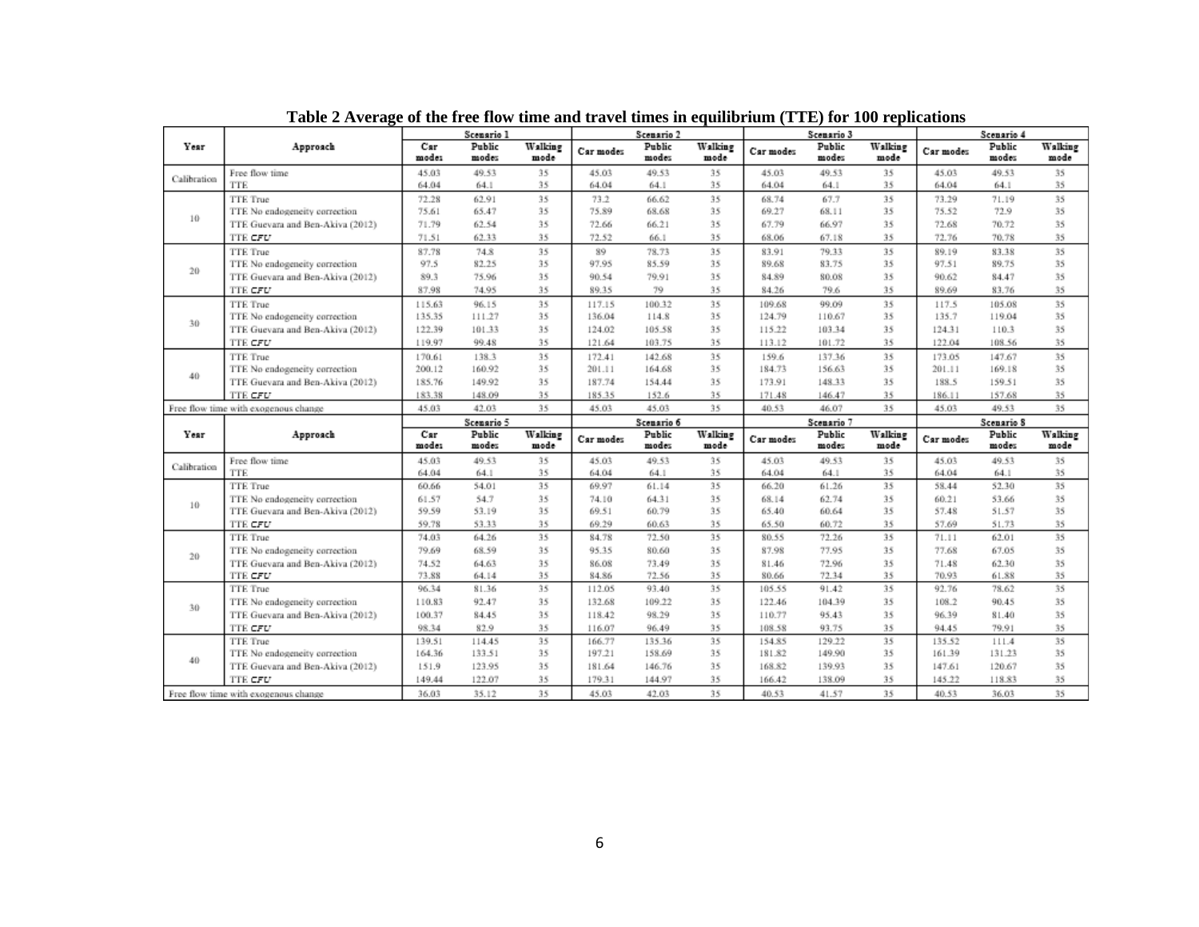**Table 2 Average of the free flow time and travel times in equilibrium (TTE) for 100 replications**

| Year | Approach | Scenario 1 | | | Scenario 2 | | | Scenario 3 | | | Scenario 4 | | |
|---|---|---|---|---|---|---|---|---|---|---|---|---|---|
| | | Car modes | Public modes | Walking mode | Car modes | Public modes | Walking mode | Car modes | Public modes | Walking mode | Car modes | Public modes | Walking mode |
| Calibration | Free flow time | 45.03 | 49.53 | 35 | 45.03 | 49.53 | 35 | 45.03 | 49.53 | 35 | 45.03 | 49.53 | 35 |
| | TTE | 64.04 | 64.1 | 35 | 64.04 | 64.1 | 35 | 64.04 | 64.1 | 35 | 64.04 | 64.1 | 35 |
| 10 | TTE True | 72.28 | 62.91 | 35 | 73.2 | 66.62 | 35 | 68.74 | 67.7 | 35 | 73.29 | 71.19 | 35 |
| | TTE No endogeneity correction | 75.61 | 65.47 | 35 | 75.89 | 68.68 | 35 | 69.27 | 68.11 | 35 | 75.52 | 72.9 | 35 |
| | TTE Guevara and Ben-Akiva (2012) | 71.79 | 62.54 | 35 | 72.66 | 66.21 | 35 | 67.79 | 66.97 | 35 | 72.68 | 70.72 | 35 |
| | TTE *CFU* | 71.51 | 62.33 | 35 | 72.52 | 66.1 | 35 | 68.06 | 67.18 | 35 | 72.76 | 70.78 | 35 |
| 20 | TTE True | 87.78 | 74.8 | 35 | 89 | 78.73 | 35 | 83.91 | 79.33 | 35 | 89.19 | 83.38 | 35 |
| | TTE No endogeneity correction | 97.5 | 82.25 | 35 | 97.95 | 85.59 | 35 | 89.68 | 83.75 | 35 | 97.51 | 89.75 | 35 |
| | TTE Guevara and Ben-Akiva (2012) | 89.3 | 75.96 | 35 | 90.54 | 79.91 | 35 | 84.89 | 80.08 | 35 | 90.62 | 84.47 | 35 |
| | TTE *CFU* | 87.98 | 74.95 | 35 | 89.35 | 79 | 35 | 84.26 | 79.6 | 35 | 89.69 | 83.76 | 35 |
| 30 | TTE True | 115.63 | 96.15 | 35 | 117.15 | 100.32 | 35 | 109.68 | 99.09 | 35 | 117.5 | 105.08 | 35 |
| | TTE No endogeneity correction | 135.35 | 111.27 | 35 | 136.04 | 114.8 | 35 | 124.79 | 110.67 | 35 | 135.7 | 119.04 | 35 |
| | TTE Guevara and Ben-Akiva (2012) | 122.39 | 101.33 | 35 | 124.02 | 105.58 | 35 | 115.22 | 103.34 | 35 | 124.31 | 110.3 | 35 |
| | TTE *CFU* | 119.97 | 99.48 | 35 | 121.64 | 103.75 | 35 | 113.12 | 101.72 | 35 | 122.04 | 108.56 | 35 |
| 40 | TTE True | 170.61 | 138.3 | 35 | 172.41 | 142.68 | 35 | 159.6 | 137.36 | 35 | 173.05 | 147.67 | 35 |
| | TTE No endogeneity correction | 200.12 | 160.92 | 35 | 201.11 | 164.68 | 35 | 184.73 | 156.63 | 35 | 201.11 | 169.18 | 35 |
| | TTE Guevara and Ben-Akiva (2012) | 185.76 | 149.92 | 35 | 187.74 | 154.44 | 35 | 173.91 | 148.33 | 35 | 188.5 | 159.51 | 35 |
| | TTE *CFU* | 183.38 | 148.09 | 35 | 185.35 | 152.6 | 35 | 171.48 | 146.47 | 35 | 186.11 | 157.68 | 35 |
| Free flow time with exogenous change | | 45.03 | 42.03 | 35 | 45.03 | 45.03 | 35 | 40.53 | 46.07 | 35 | 45.03 | 49.53 | 35 |

| Year | Approach | Scenario 5 | | | Scenario 6 | | | Scenario 7 | | | Scenario 8 | | |
|---|---|---|---|---|---|---|---|---|---|---|---|---|---|
| | | Car modes | Public modes | Walking mode | Car modes | Public modes | Walking mode | Car modes | Public modes | Walking mode | Car modes | Public modes | Walking mode |
| Calibration | Free flow time | 45.03 | 49.53 | 35 | 45.03 | 49.53 | 35 | 45.03 | 49.53 | 35 | 45.03 | 49.53 | 35 |
| | TTE | 64.04 | 64.1 | 35 | 64.04 | 64.1 | 35 | 64.04 | 64.1 | 35 | 64.04 | 64.1 | 35 |
| 10 | TTE True | 60.66 | 54.01 | 35 | 69.97 | 61.14 | 35 | 66.20 | 61.26 | 35 | 58.44 | 52.30 | 35 |
| | TTE No endogeneity correction | 61.57 | 54.7 | 35 | 74.10 | 64.31 | 35 | 68.14 | 62.74 | 35 | 60.21 | 53.66 | 35 |
| | TTE Guevara and Ben-Akiva (2012) | 59.59 | 53.19 | 35 | 69.51 | 60.79 | 35 | 65.40 | 60.64 | 35 | 57.48 | 51.57 | 35 |
| | TTE *CFU* | 59.78 | 53.33 | 35 | 69.29 | 60.63 | 35 | 65.50 | 60.72 | 35 | 57.69 | 51.73 | 35 |
| 20 | TTE True | 74.03 | 64.26 | 35 | 84.78 | 72.50 | 35 | 80.55 | 72.26 | 35 | 71.11 | 62.01 | 35 |
| | TTE No endogeneity correction | 79.69 | 68.59 | 35 | 95.35 | 80.60 | 35 | 87.98 | 77.95 | 35 | 77.68 | 67.05 | 35 |
| | TTE Guevara and Ben-Akiva (2012) | 74.52 | 64.63 | 35 | 86.08 | 73.49 | 35 | 81.46 | 72.96 | 35 | 71.48 | 62.30 | 35 |
| | TTE *CFU* | 73.88 | 64.14 | 35 | 84.86 | 72.56 | 35 | 80.66 | 72.34 | 35 | 70.93 | 61.88 | 35 |
| 30 | TTE True | 96.34 | 81.36 | 35 | 112.05 | 93.40 | 35 | 105.55 | 91.42 | 35 | 92.76 | 78.62 | 35 |
| | TTE No endogeneity correction | 110.83 | 92.47 | 35 | 132.68 | 109.22 | 35 | 122.46 | 104.39 | 35 | 108.2 | 90.45 | 35 |
| | TTE Guevara and Ben-Akiva (2012) | 100.37 | 84.45 | 35 | 118.42 | 98.29 | 35 | 110.77 | 95.43 | 35 | 96.39 | 81.40 | 35 |
| | TTE *CFU* | 98.34 | 82.9 | 35 | 116.07 | 96.49 | 35 | 108.58 | 93.75 | 35 | 94.45 | 79.91 | 35 |
| 40 | TTE True | 139.51 | 114.45 | 35 | 166.77 | 135.36 | 35 | 154.85 | 129.22 | 35 | 135.52 | 111.4 | 35 |
| | TTE No endogeneity correction | 164.36 | 133.51 | 35 | 197.21 | 158.69 | 35 | 181.82 | 149.90 | 35 | 161.39 | 131.23 | 35 |
| | TTE Guevara and Ben-Akiva (2012) | 151.9 | 123.95 | 35 | 181.64 | 146.76 | 35 | 168.82 | 139.93 | 35 | 147.61 | 120.67 | 35 |
| | TTE *CFU* | 149.44 | 122.07 | 35 | 179.31 | 144.97 | 35 | 166.42 | 138.09 | 35 | 145.22 | 118.83 | 35 |
| Free flow time with exogenous change | | 36.03 | 35.12 | 35 | 45.03 | 42.03 | 35 | 40.53 | 41.57 | 35 | 40.53 | 36.03 | 35 |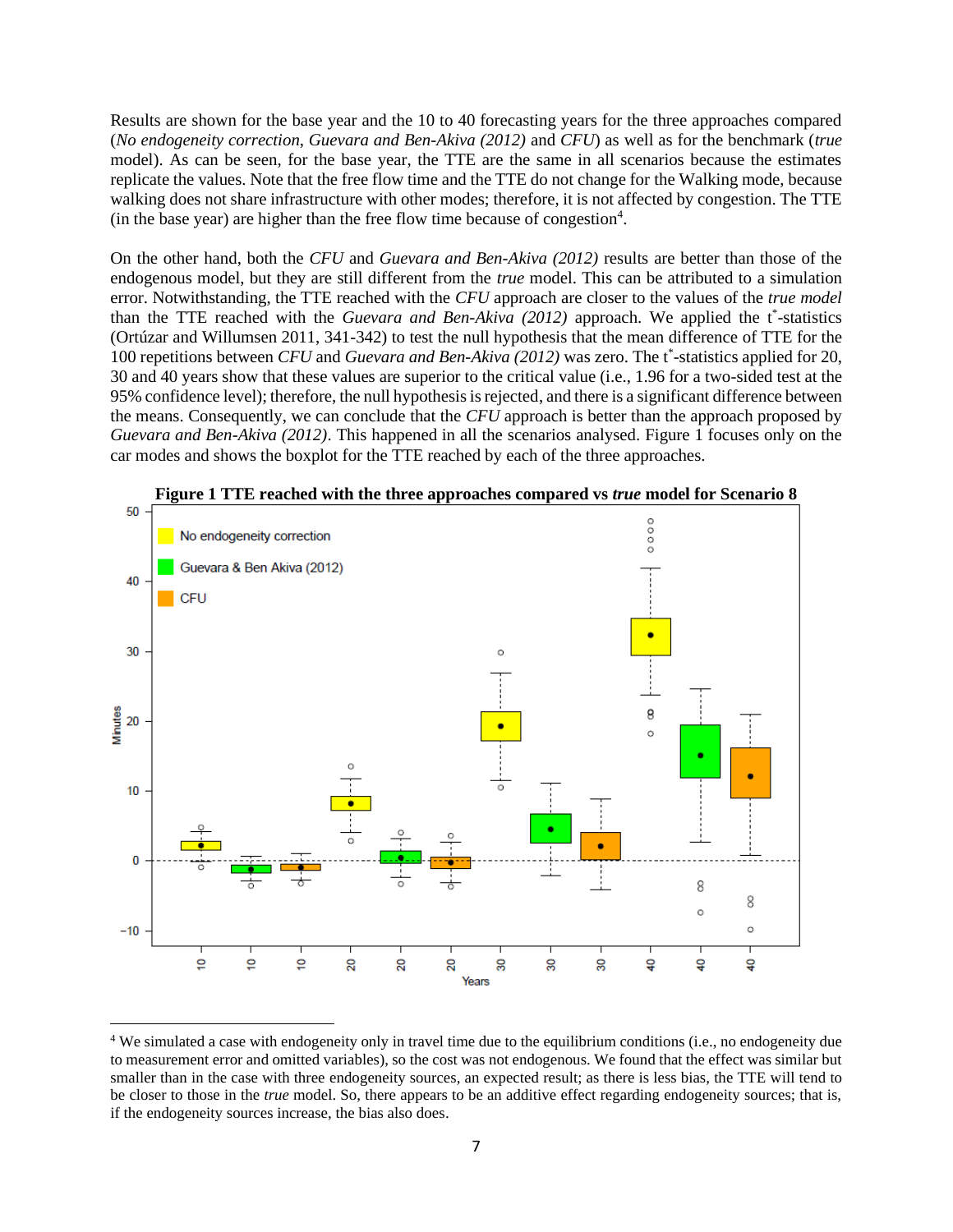Results are shown for the base year and the 10 to 40 forecasting years for the three approaches compared (*No endogeneity correction*, *Guevara and Ben-Akiva (2012)* and *CFU*) as well as for the benchmark (*true* model). As can be seen, for the base year, the TTE are the same in all scenarios because the estimates replicate the values. Note that the free flow time and the TTE do not change for the Walking mode, because walking does not share infrastructure with other modes; therefore, it is not affected by congestion. The TTE (in the base year) are higher than the free flow time because of congestion[4].

On the other hand, both the *CFU* and *Guevara and Ben-Akiva (2012)* results are better than those of the endogenous model, but they are still different from the *true* model. This can be attributed to a simulation error. Notwithstanding, the TTE reached with the *CFU* approach are closer to the values of the *true model* than the TTE reached with the *Guevara and Ben-Akiva (2012)* approach. We applied the $t^*$-statistics (Ortúzar and Willumsen 2011, 341-342) to test the null hypothesis that the mean difference of TTE for the 100 repetitions between *CFU* and *Guevara and Ben-Akiva (2012)* was zero. The $t^*$-statistics applied for 20, 30 and 40 years show that these values are superior to the critical value (i.e., 1.96 for a two-sided test at the 95% confidence level); therefore, the null hypothesis is rejected, and there is a significant difference between the means. Consequently, we can conclude that the *CFU* approach is better than the approach proposed by *Guevara and Ben-Akiva (2012)*. This happened in all the scenarios analysed. Figure 1 focuses only on the car modes and shows the boxplot for the TTE reached by each of the three approaches.

**Figure 1 TTE reached with the three approaches compared vs *true* model for Scenario 8**

No endogeneity correction
Guevara & Ben Akiva (2012)
CFU

Minutes
50
40
30
20
10
0
−10

10 10 10 20 20 20 30 30 30 40 40 40
Years

[4] We simulated a case with endogeneity only in travel time due to the equilibrium conditions (i.e., no endogeneity due to measurement error and omitted variables), so the cost was not endogenous. We found that the effect was similar but smaller than in the case with three endogeneity sources, an expected result; as there is less bias, the TTE will tend to be closer to those in the *true* model. So, there appears to be an additive effect regarding endogeneity sources; that is, if the endogeneity sources increase, the bias also does.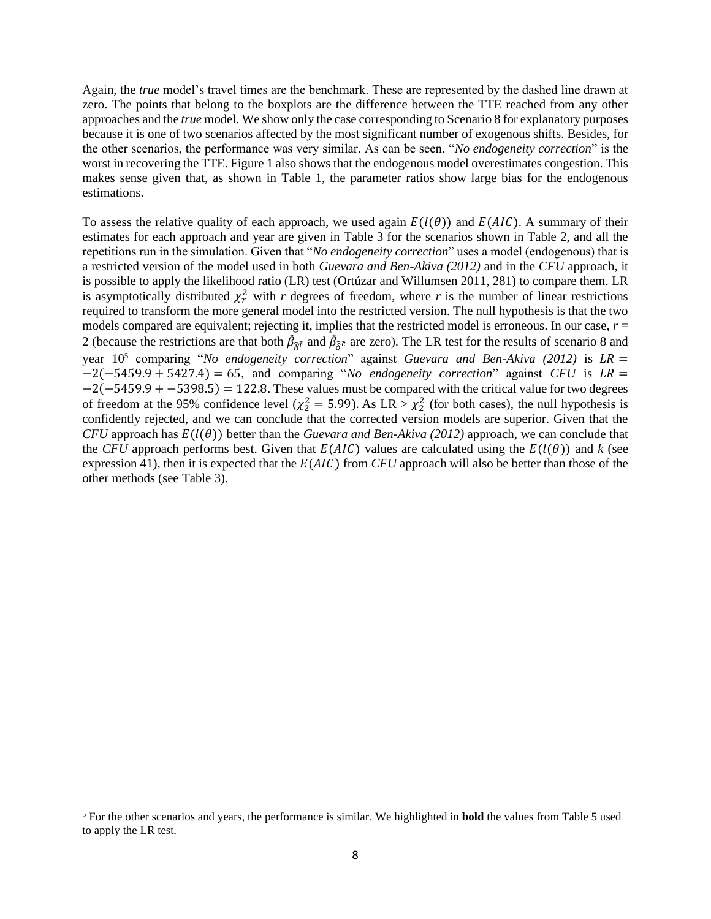Again, the *true* model's travel times are the benchmark. These are represented by the dashed line drawn at zero. The points that belong to the boxplots are the difference between the TTE reached from any other approaches and the *true* model. We show only the case corresponding to Scenario 8 for explanatory purposes because it is one of two scenarios affected by the most significant number of exogenous shifts. Besides, for the other scenarios, the performance was very similar. As can be seen, "*No endogeneity correction*" is the worst in recovering the TTE. Figure 1 also shows that the endogenous model overestimates congestion. This makes sense given that, as shown in Table 1, the parameter ratios show large bias for the endogenous estimations.

To assess the relative quality of each approach, we used again $E(l(\theta))$ and $E(AIC)$. A summary of their estimates for each approach and year are given in Table 3 for the scenarios shown in Table 2, and all the repetitions run in the simulation. Given that "*No endogeneity correction*" uses a model (endogenous) that is a restricted version of the model used in both *Guevara and Ben-Akiva (2012)* and in the *CFU* approach, it is possible to apply the likelihood ratio (LR) test (Ortúzar and Willumsen 2011, 281) to compare them. LR is asymptotically distributed $\chi_r^2$ with *r* degrees of freedom, where *r* is the number of linear restrictions required to transform the more general model into the restricted version. The null hypothesis is that the two models compared are equivalent; rejecting it, implies that the restricted model is erroneous. In our case, $r$ = 2 (because the restrictions are that both $\hat{\beta}_{\hat{\delta}^{\bar{t}}}$ and $\hat{\beta}_{\hat{\delta}^{\bar{c}}}$ are zero). The LR test for the results of scenario 8 and year 10[5] comparing "*No endogeneity correction*" against *Guevara and Ben-Akiva (2012)* is $LR = -2(-5459.9 + 5427.4) = 65$, and comparing "*No endogeneity correction*" against *CFU* is $LR = -2(-5459.9 + -5398.5) = 122.8$. These values must be compared with the critical value for two degrees of freedom at the 95% confidence level ($\chi_2^2 = 5.99$). As LR > $\chi_2^2$ (for both cases), the null hypothesis is confidently rejected, and we can conclude that the corrected version models are superior. Given that the *CFU* approach has $E(l(\theta))$ better than the *Guevara and Ben-Akiva (2012)* approach, we can conclude that the *CFU* approach performs best. Given that $E(AIC)$ values are calculated using the $E(l(\theta))$ and $k$ (see expression 41), then it is expected that the $E(AIC)$ from *CFU* approach will also be better than those of the other methods (see Table 3).

[5] For the other scenarios and years, the performance is similar. We highlighted in **bold** the values from Table 5 used to apply the LR test.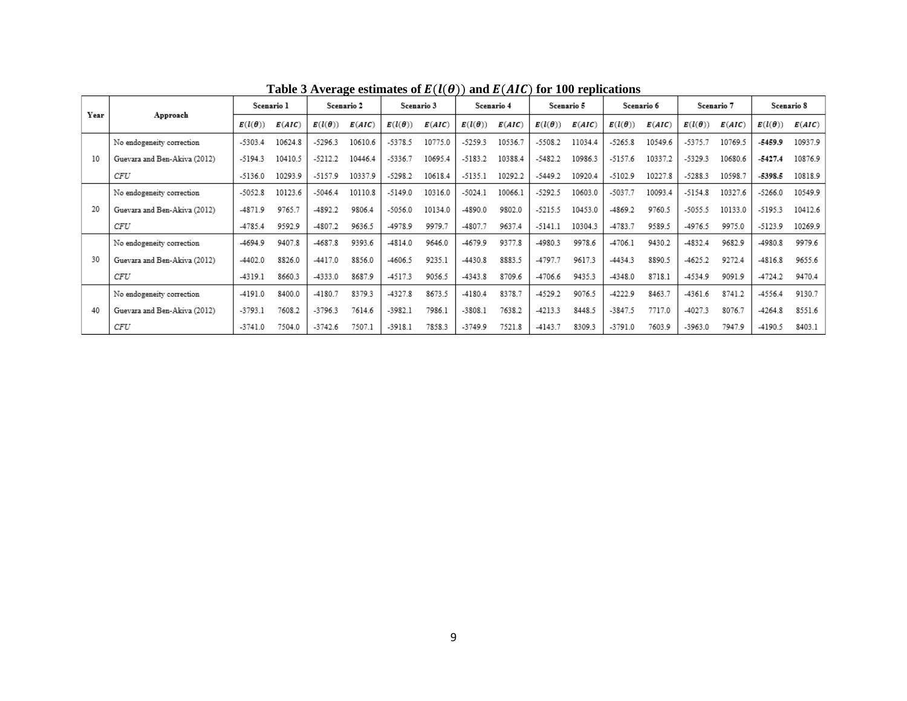**Table 3 Average estimates of $E(l(\theta))$ and $E(AIC)$ for 100 replications**

| Year | Approach | Scenario 1 | | Scenario 2 | | Scenario 3 | | Scenario 4 | | Scenario 5 | | Scenario 6 | | Scenario 7 | | Scenario 8 | |
|---|---|---|---|---|---|---|---|---|---|---|---|---|---|---|---|---|---|
| | | $E(l(\theta))$ | $E(AIC)$ | $E(l(\theta))$ | $E(AIC)$ | $E(l(\theta))$ | $E(AIC)$ | $E(l(\theta))$ | $E(AIC)$ | $E(l(\theta))$ | $E(AIC)$ | $E(l(\theta))$ | $E(AIC)$ | $E(l(\theta))$ | $E(AIC)$ | $E(l(\theta))$ | $E(AIC)$ |
| 10 | No endogeneity correction | -5303.4 | 10624.8 | -5296.3 | 10610.6 | -5378.5 | 10775.0 | -5259.3 | 10536.7 | -5508.2 | 11034.4 | -5265.8 | 10549.6 | -5375.7 | 10769.5 | **-5459.9** | 10937.9 |
| | Guevara and Ben-Akiva (2012) | -5194.3 | 10410.5 | -5212.2 | 10446.4 | -5336.7 | 10695.4 | -5183.2 | 10388.4 | -5482.2 | 10986.3 | -5157.6 | 10337.2 | -5329.3 | 10680.6 | **-5427.4** | 10876.9 |
| | *CFU* | -5136.0 | 10293.9 | -5157.9 | 10337.9 | -5298.2 | 10618.4 | -5135.1 | 10292.2 | -5449.2 | 10920.4 | -5102.9 | 10227.8 | -5288.3 | 10598.7 | **-5398.5** | 10818.9 |
| 20 | No endogeneity correction | -5052.8 | 10123.6 | -5046.4 | 10110.8 | -5149.0 | 10316.0 | -5024.1 | 10066.1 | -5292.5 | 10603.0 | -5037.7 | 10093.4 | -5154.8 | 10327.6 | -5266.0 | 10549.9 |
| | Guevara and Ben-Akiva (2012) | -4871.9 | 9765.7 | -4892.2 | 9806.4 | -5056.0 | 10134.0 | -4890.0 | 9802.0 | -5215.5 | 10453.0 | -4869.2 | 9760.5 | -5055.5 | 10133.0 | -5195.3 | 10412.6 |
| | *CFU* | -4785.4 | 9592.9 | -4807.2 | 9636.5 | -4978.9 | 9979.7 | -4807.7 | 9637.4 | -5141.1 | 10304.3 | -4783.7 | 9589.5 | -4976.5 | 9975.0 | -5123.9 | 10269.9 |
| 30 | No endogeneity correction | -4694.9 | 9407.8 | -4687.8 | 9393.6 | -4814.0 | 9646.0 | -4679.9 | 9377.8 | -4980.3 | 9978.6 | -4706.1 | 9430.2 | -4832.4 | 9682.9 | -4980.8 | 9979.6 |
| | Guevara and Ben-Akiva (2012) | -4402.0 | 8826.0 | -4417.0 | 8856.0 | -4606.5 | 9235.1 | -4430.8 | 8883.5 | -4797.7 | 9617.3 | -4434.3 | 8890.5 | -4625.2 | 9272.4 | -4816.8 | 9655.6 |
| | *CFU* | -4319.1 | 8660.3 | -4333.0 | 8687.9 | -4517.3 | 9056.5 | -4343.8 | 8709.6 | -4706.6 | 9435.3 | -4348.0 | 8718.1 | -4534.9 | 9091.9 | -4724.2 | 9470.4 |
| 40 | No endogeneity correction | -4191.0 | 8400.0 | -4180.7 | 8379.3 | -4327.8 | 8673.5 | -4180.4 | 8378.7 | -4529.2 | 9076.5 | -4222.9 | 8463.7 | -4361.6 | 8741.2 | -4556.4 | 9130.7 |
| | Guevara and Ben-Akiva (2012) | -3793.1 | 7608.2 | -3796.3 | 7614.6 | -3982.1 | 7986.1 | -3808.1 | 7638.2 | -4213.3 | 8448.5 | -3847.5 | 7717.0 | -4027.3 | 8076.7 | -4264.8 | 8551.6 |
| | *CFU* | -3741.0 | 7504.0 | -3742.6 | 7507.1 | -3918.1 | 7858.3 | -3749.9 | 7521.8 | -4143.7 | 8309.3 | -3791.0 | 7603.9 | -3963.0 | 7947.9 | -4190.5 | 8403.1 |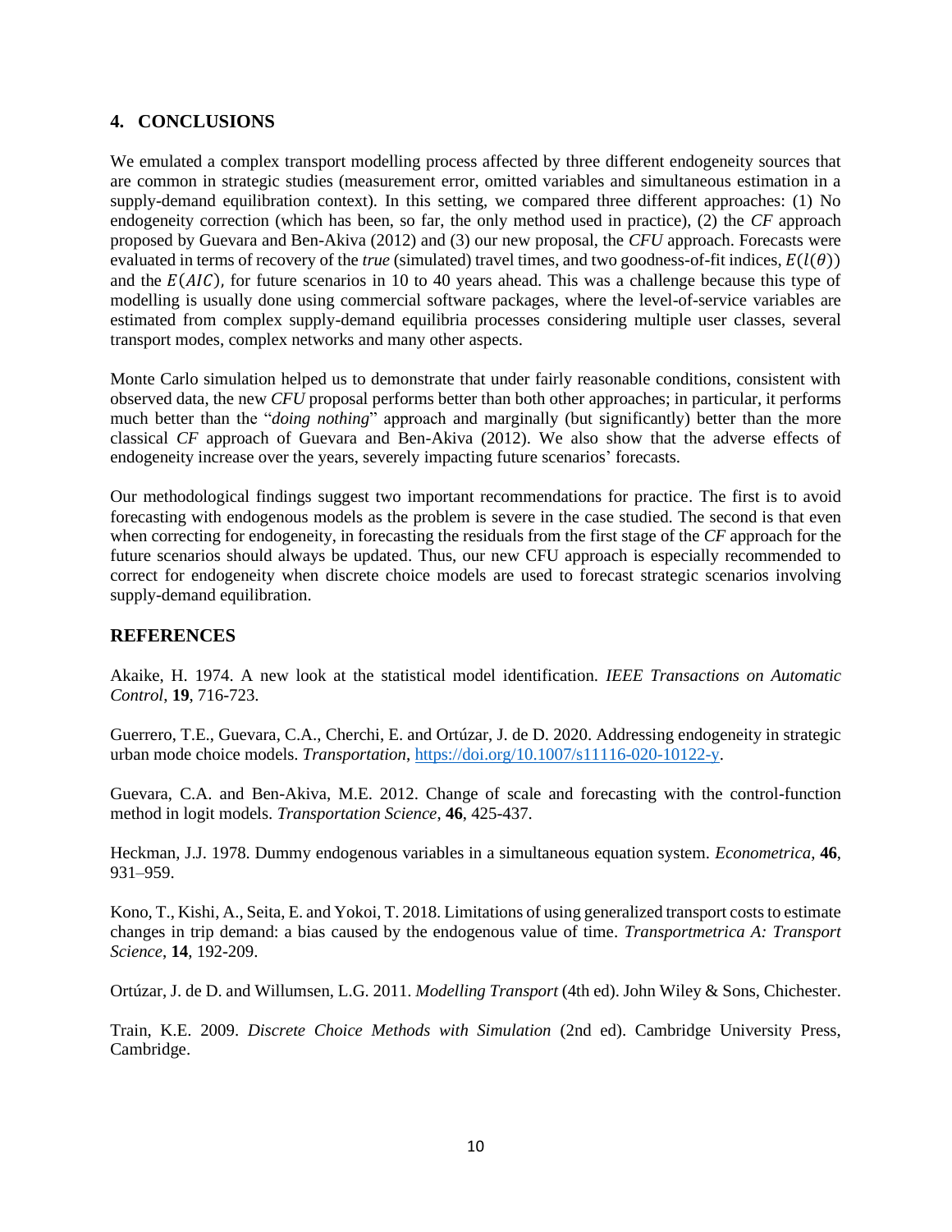## 4. CONCLUSIONS

We emulated a complex transport modelling process affected by three different endogeneity sources that are common in strategic studies (measurement error, omitted variables and simultaneous estimation in a supply-demand equilibration context). In this setting, we compared three different approaches: (1) No endogeneity correction (which has been, so far, the only method used in practice), (2) the *CF* approach proposed by Guevara and Ben-Akiva (2012) and (3) our new proposal, the *CFU* approach. Forecasts were evaluated in terms of recovery of the *true* (simulated) travel times, and two goodness-of-fit indices, $E(l(\theta))$ and the $E(AIC)$, for future scenarios in 10 to 40 years ahead. This was a challenge because this type of modelling is usually done using commercial software packages, where the level-of-service variables are estimated from complex supply-demand equilibria processes considering multiple user classes, several transport modes, complex networks and many other aspects.

Monte Carlo simulation helped us to demonstrate that under fairly reasonable conditions, consistent with observed data, the new *CFU* proposal performs better than both other approaches; in particular, it performs much better than the "*doing nothing*" approach and marginally (but significantly) better than the more classical *CF* approach of Guevara and Ben-Akiva (2012). We also show that the adverse effects of endogeneity increase over the years, severely impacting future scenarios' forecasts.

Our methodological findings suggest two important recommendations for practice. The first is to avoid forecasting with endogenous models as the problem is severe in the case studied. The second is that even when correcting for endogeneity, in forecasting the residuals from the first stage of the *CF* approach for the future scenarios should always be updated. Thus, our new CFU approach is especially recommended to correct for endogeneity when discrete choice models are used to forecast strategic scenarios involving supply-demand equilibration.

## REFERENCES

Akaike, H. 1974. A new look at the statistical model identification. *IEEE Transactions on Automatic Control*, **19**, 716-723.

Guerrero, T.E., Guevara, C.A., Cherchi, E. and Ortúzar, J. de D. 2020. Addressing endogeneity in strategic urban mode choice models. *Transportation*, https://doi.org/10.1007/s11116-020-10122-y.

Guevara, C.A. and Ben-Akiva, M.E. 2012. Change of scale and forecasting with the control-function method in logit models. *Transportation Science*, **46**, 425-437.

Heckman, J.J. 1978. Dummy endogenous variables in a simultaneous equation system. *Econometrica*, **46**, 931–959.

Kono, T., Kishi, A., Seita, E. and Yokoi, T. 2018. Limitations of using generalized transport costs to estimate changes in trip demand: a bias caused by the endogenous value of time. *Transportmetrica A: Transport Science*, **14**, 192-209.

Ortúzar, J. de D. and Willumsen, L.G. 2011. *Modelling Transport* (4th ed). John Wiley & Sons, Chichester.

Train, K.E. 2009. *Discrete Choice Methods with Simulation* (2nd ed). Cambridge University Press, Cambridge.